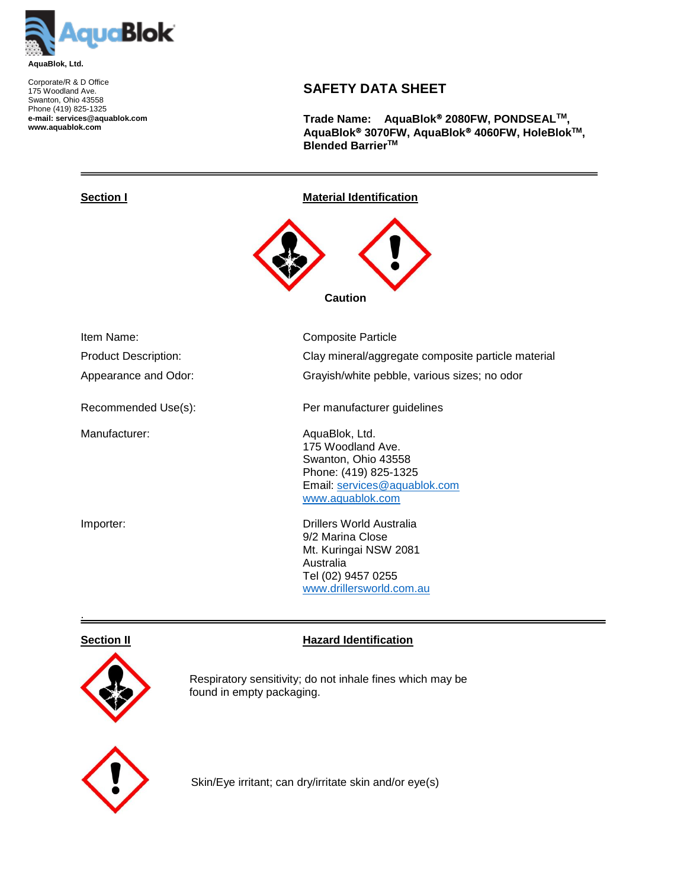AquaBlok, Ltd.

Corporate/R & D Office
175 Woodland Ave.
Swanton, Ohio 43558
Phone (419) 825-1325
**e-mail: services@aquablok.com**
**www.aquablok.com**

# SAFETY DATA SHEET

**Trade Name: AquaBlok® 2080FW, PONDSEAL™, AquaBlok® 3070FW, AquaBlok® 4060FW, HoleBlok™, Blended Barrier™**

---

## Section I — Material Identification

**Caution**

| | |
|---|---|
| Item Name: | Composite Particle |
| Product Description: | Clay mineral/aggregate composite particle material |
| Appearance and Odor: | Grayish/white pebble, various sizes; no odor |
| Recommended Use(s): | Per manufacturer guidelines |
| Manufacturer: | AquaBlok, Ltd.<br>175 Woodland Ave.<br>Swanton, Ohio 43558<br>Phone: (419) 825-1325<br>Email: services@aquablok.com<br>www.aquablok.com |
| Importer: | Drillers World Australia<br>9/2 Marina Close<br>Mt. Kuringai NSW 2081<br>Australia<br>Tel (02) 9457 0255<br>www.drillersworld.com.au |

---

## Section II — Hazard Identification

Respiratory sensitivity; do not inhale fines which may be found in empty packaging.

Skin/Eye irritant; can dry/irritate skin and/or eye(s)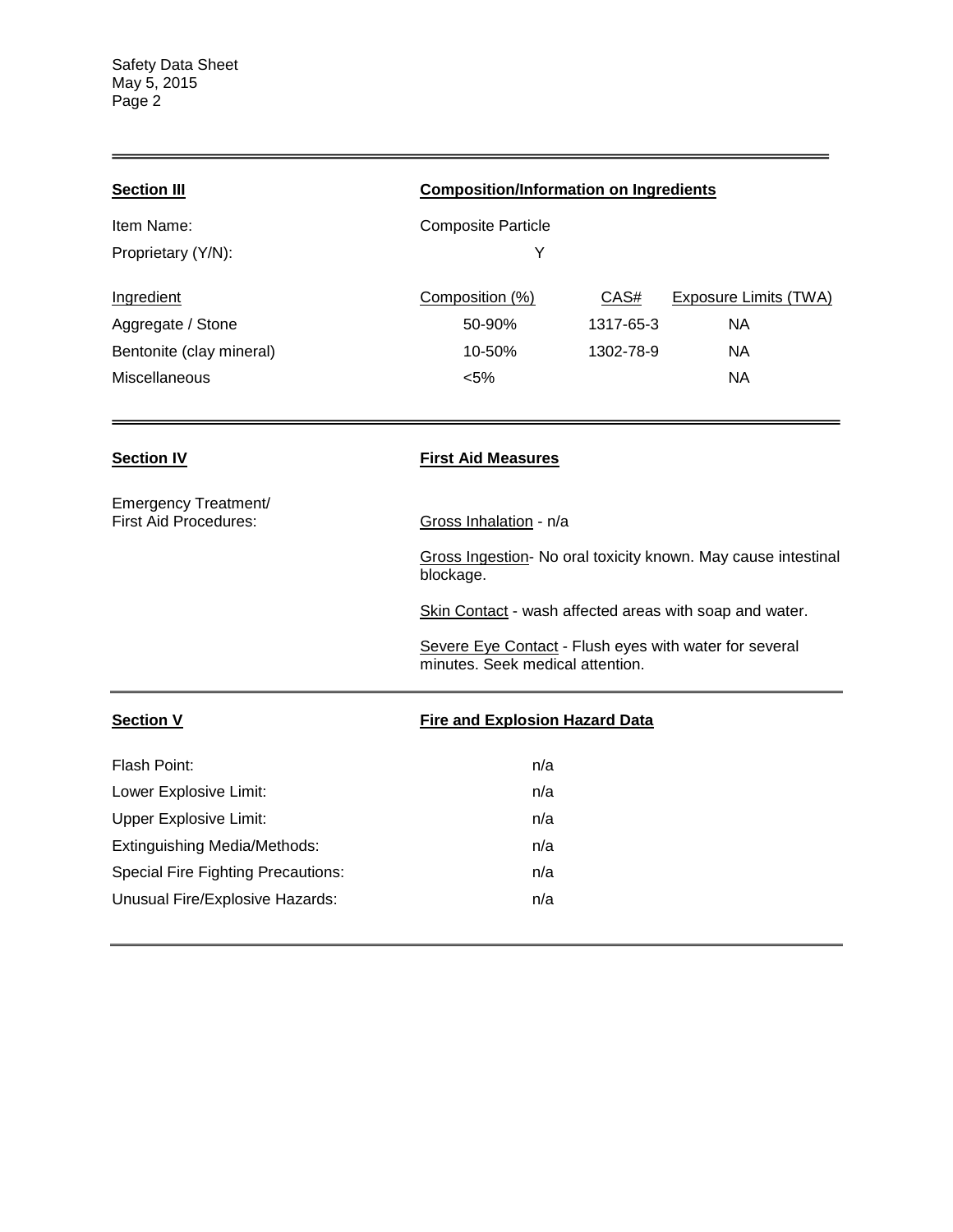## Section III — Composition/Information on Ingredients

Item Name: Composite Particle

Proprietary (Y/N): Y

| Ingredient | Composition (%) | CAS# | Exposure Limits (TWA) |
|---|---|---|---|
| Aggregate / Stone | 50-90% | 1317-65-3 | NA |
| Bentonite (clay mineral) | 10-50% | 1302-78-9 | NA |
| Miscellaneous | <5% | | NA |

## Section IV — First Aid Measures

Emergency Treatment/ First Aid Procedures:

Gross Inhalation - n/a

Gross Ingestion- No oral toxicity known. May cause intestinal blockage.

Skin Contact - wash affected areas with soap and water.

Severe Eye Contact - Flush eyes with water for several minutes. Seek medical attention.

## Section V — Fire and Explosion Hazard Data

| | |
|---|---|
| Flash Point: | n/a |
| Lower Explosive Limit: | n/a |
| Upper Explosive Limit: | n/a |
| Extinguishing Media/Methods: | n/a |
| Special Fire Fighting Precautions: | n/a |
| Unusual Fire/Explosive Hazards: | n/a |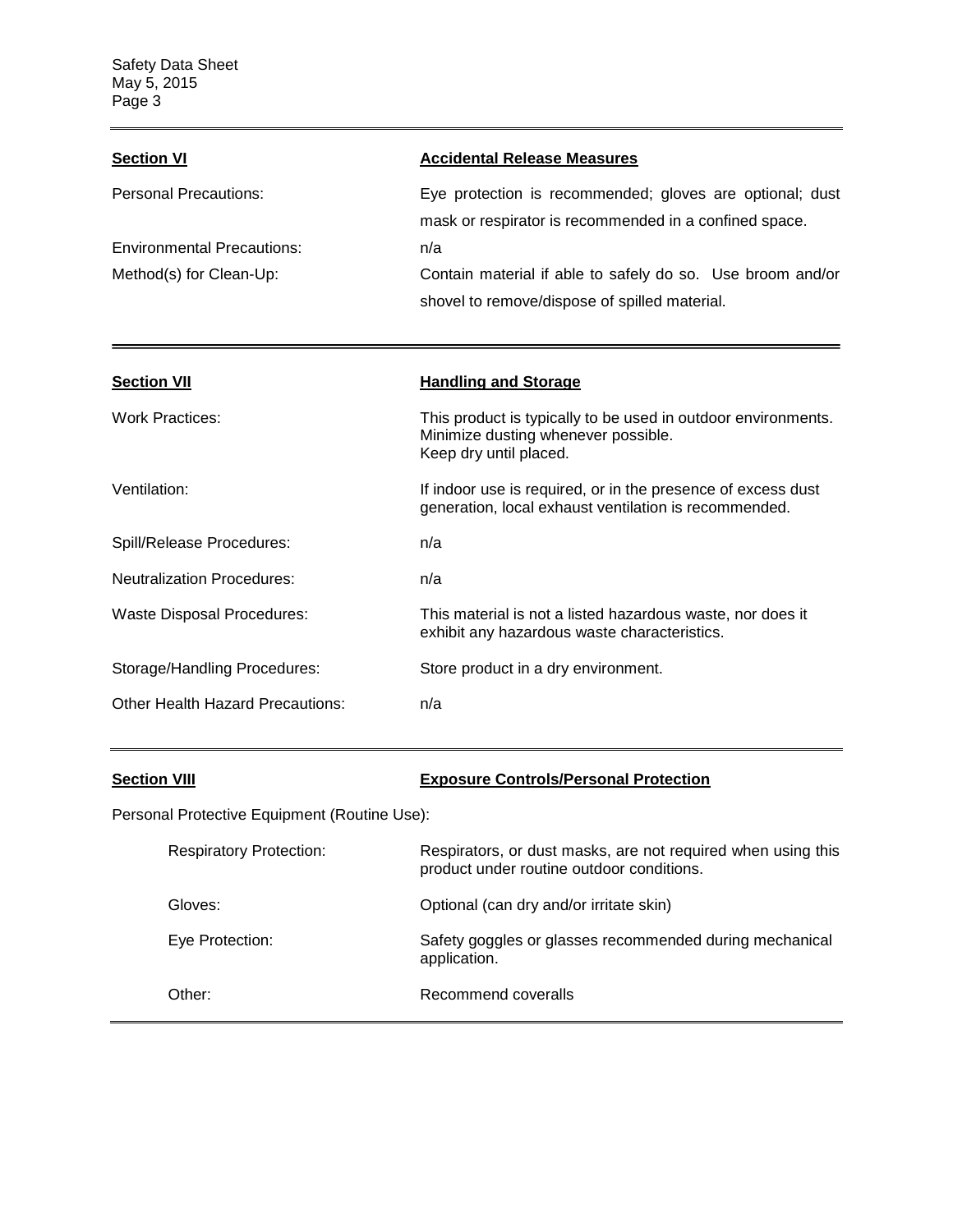## Section VI — Accidental Release Measures

| | |
|---|---|
| Personal Precautions: | Eye protection is recommended; gloves are optional; dust mask or respirator is recommended in a confined space. |
| Environmental Precautions: | n/a |
| Method(s) for Clean-Up: | Contain material if able to safely do so. Use broom and/or shovel to remove/dispose of spilled material. |

## Section VII — Handling and Storage

| | |
|---|---|
| Work Practices: | This product is typically to be used in outdoor environments. Minimize dusting whenever possible. Keep dry until placed. |
| Ventilation: | If indoor use is required, or in the presence of excess dust generation, local exhaust ventilation is recommended. |
| Spill/Release Procedures: | n/a |
| Neutralization Procedures: | n/a |
| Waste Disposal Procedures: | This material is not a listed hazardous waste, nor does it exhibit any hazardous waste characteristics. |
| Storage/Handling Procedures: | Store product in a dry environment. |
| Other Health Hazard Precautions: | n/a |

## Section VIII — Exposure Controls/Personal Protection

Personal Protective Equipment (Routine Use):

| | |
|---|---|
| Respiratory Protection: | Respirators, or dust masks, are not required when using this product under routine outdoor conditions. |
| Gloves: | Optional (can dry and/or irritate skin) |
| Eye Protection: | Safety goggles or glasses recommended during mechanical application. |
| Other: | Recommend coveralls |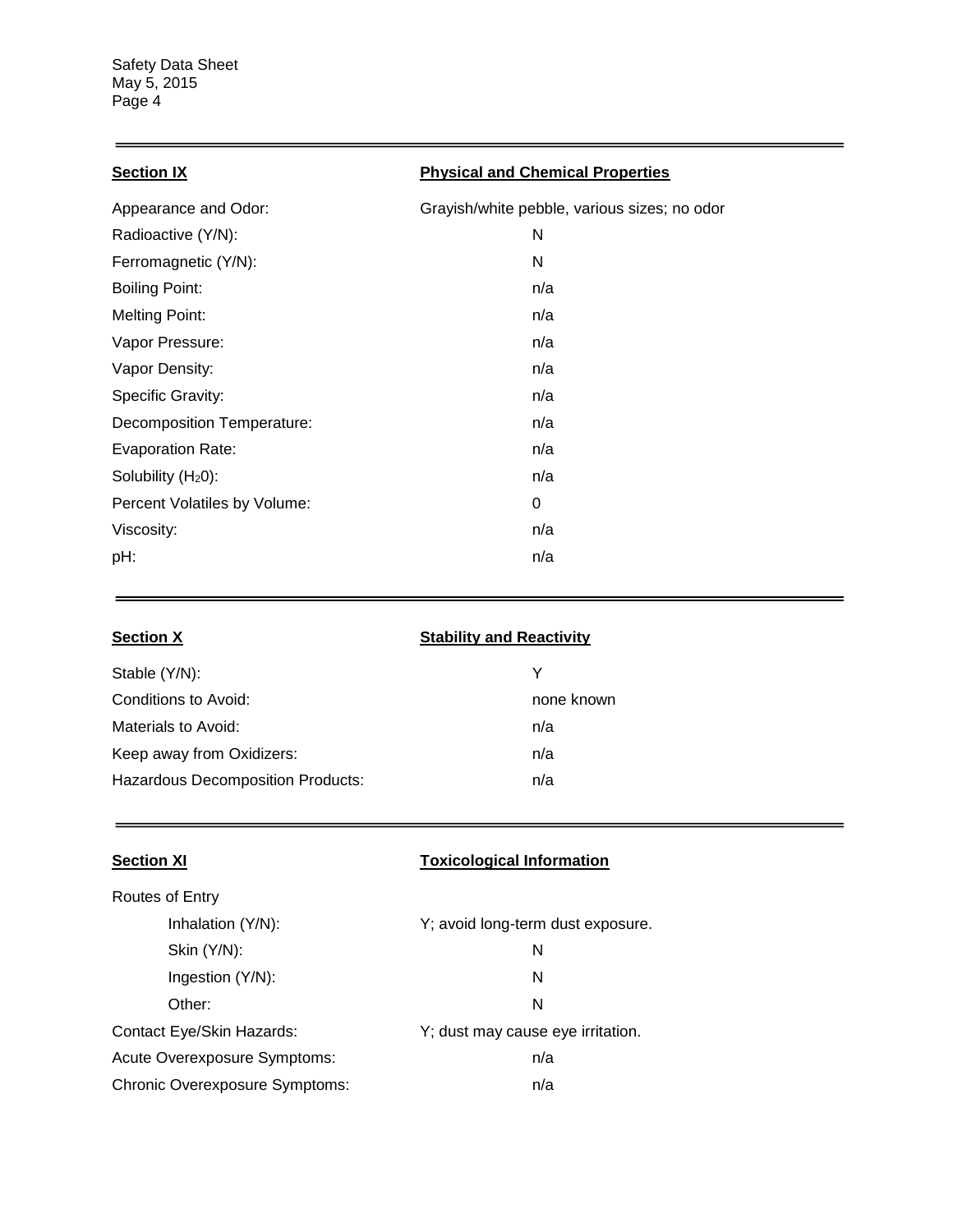## Section IX — Physical and Chemical Properties

| Property | Value |
|---|---|
| Appearance and Odor: | Grayish/white pebble, various sizes; no odor |
| Radioactive (Y/N): | N |
| Ferromagnetic (Y/N): | N |
| Boiling Point: | n/a |
| Melting Point: | n/a |
| Vapor Pressure: | n/a |
| Vapor Density: | n/a |
| Specific Gravity: | n/a |
| Decomposition Temperature: | n/a |
| Evaporation Rate: | n/a |
| Solubility ($H_20$): | n/a |
| Percent Volatiles by Volume: | 0 |
| Viscosity: | n/a |
| pH: | n/a |

## Section X — Stability and Reactivity

| Property | Value |
|---|---|
| Stable (Y/N): | Y |
| Conditions to Avoid: | none known |
| Materials to Avoid: | n/a |
| Keep away from Oxidizers: | n/a |
| Hazardous Decomposition Products: | n/a |

## Section XI — Toxicological Information

| Property | Value |
|---|---|
| Routes of Entry | |
| Inhalation (Y/N): | Y; avoid long-term dust exposure. |
| Skin (Y/N): | N |
| Ingestion (Y/N): | N |
| Other: | N |
| Contact Eye/Skin Hazards: | Y; dust may cause eye irritation. |
| Acute Overexposure Symptoms: | n/a |
| Chronic Overexposure Symptoms: | n/a |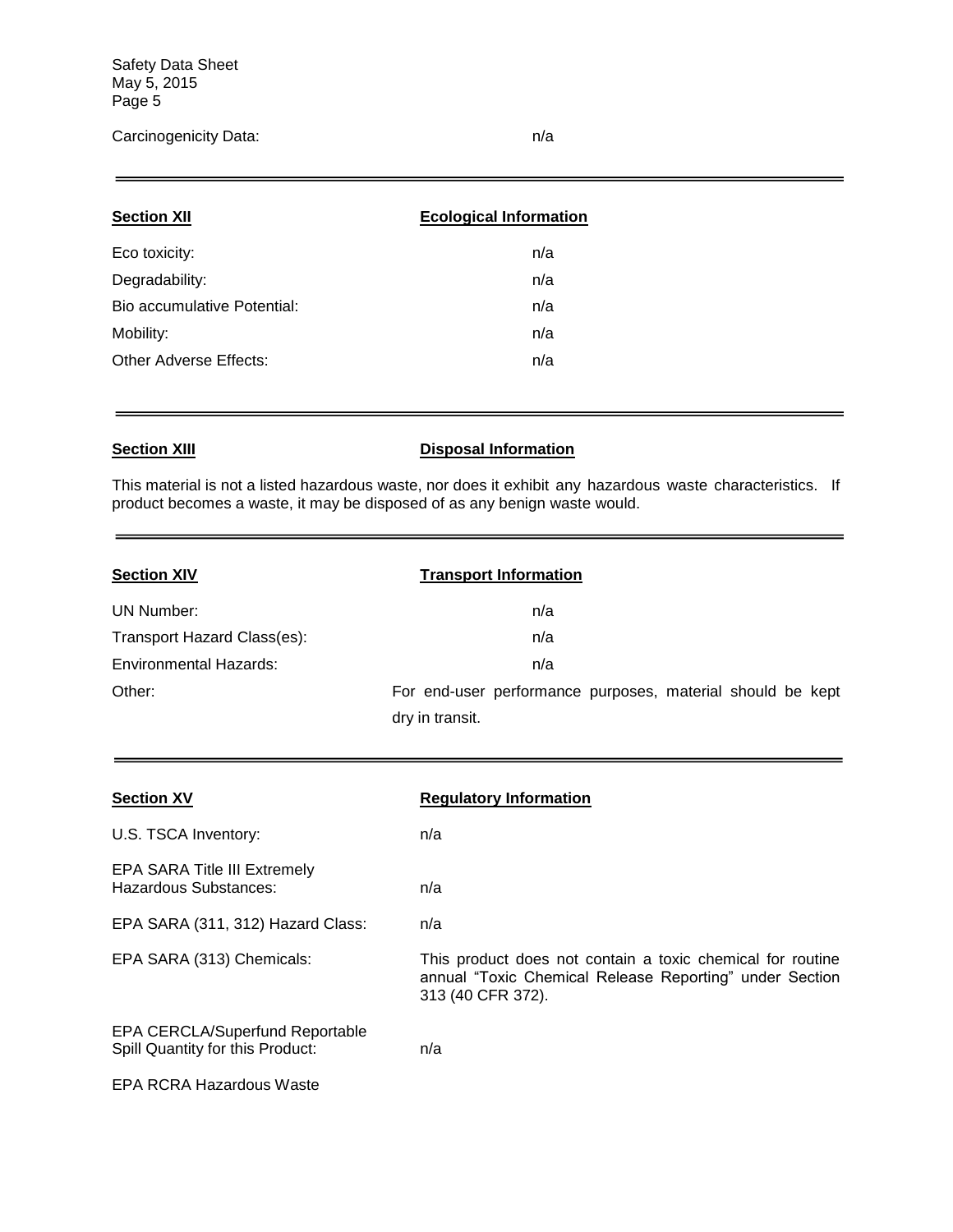Carcinogenicity Data: n/a

---

| **Section XII** | **Ecological Information** |
|---|---|
| Eco toxicity: | n/a |
| Degradability: | n/a |
| Bio accumulative Potential: | n/a |
| Mobility: | n/a |
| Other Adverse Effects: | n/a |

---

**Section XIII** **Disposal Information**

This material is not a listed hazardous waste, nor does it exhibit any hazardous waste characteristics. If product becomes a waste, it may be disposed of as any benign waste would.

---

| **Section XIV** | **Transport Information** |
|---|---|
| UN Number: | n/a |
| Transport Hazard Class(es): | n/a |
| Environmental Hazards: | n/a |
| Other: | For end-user performance purposes, material should be kept dry in transit. |

---

| **Section XV** | **Regulatory Information** |
|---|---|
| U.S. TSCA Inventory: | n/a |
| EPA SARA Title III Extremely Hazardous Substances: | n/a |
| EPA SARA (311, 312) Hazard Class: | n/a |
| EPA SARA (313) Chemicals: | This product does not contain a toxic chemical for routine annual "Toxic Chemical Release Reporting" under Section 313 (40 CFR 372). |
| EPA CERCLA/Superfund Reportable Spill Quantity for this Product: | n/a |

EPA RCRA Hazardous Waste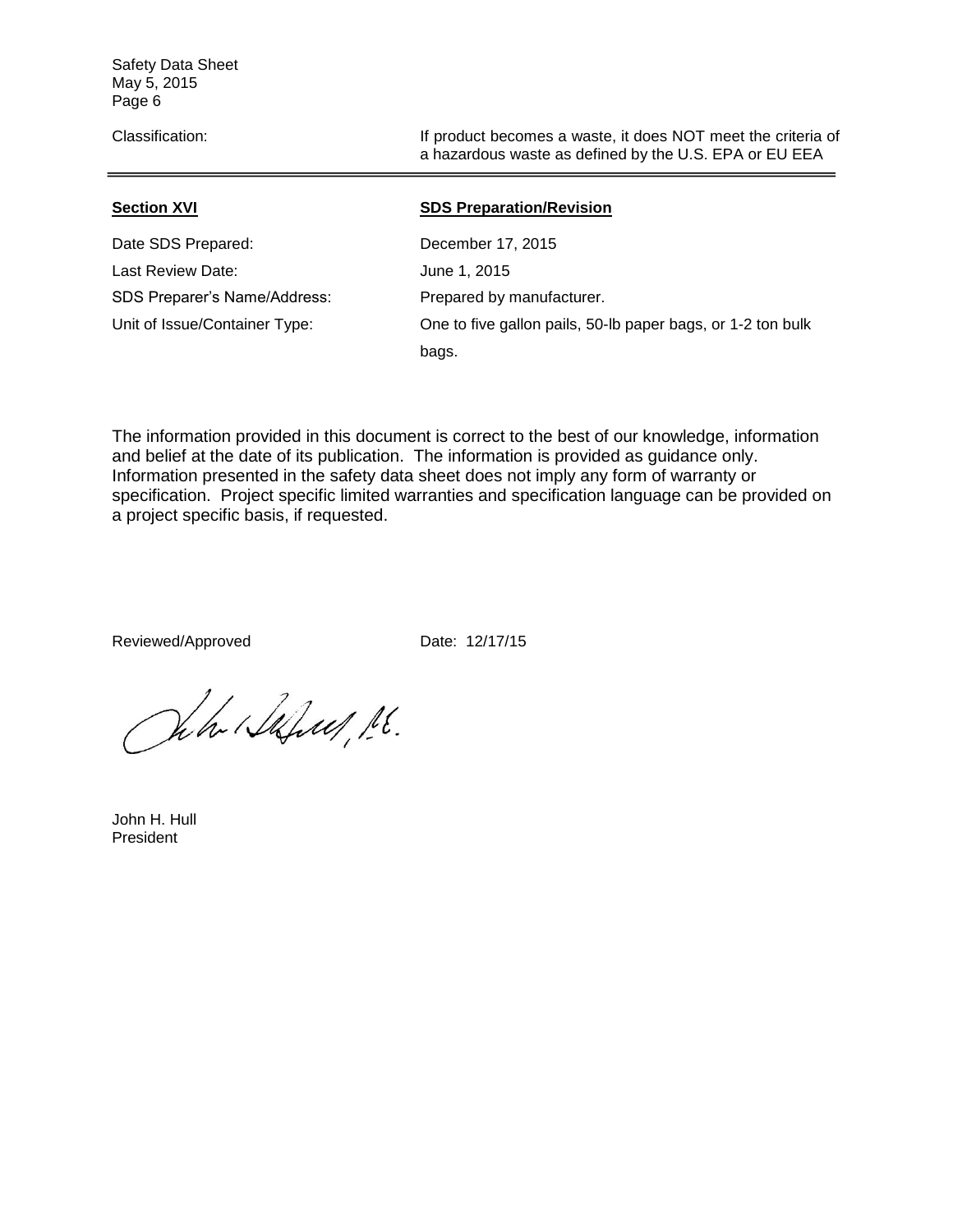Classification: If product becomes a waste, it does NOT meet the criteria of a hazardous waste as defined by the U.S. EPA or EU EEA

---

| **Section XVI** | **SDS Preparation/Revision** |
|---|---|
| Date SDS Prepared: | December 17, 2015 |
| Last Review Date: | June 1, 2015 |
| SDS Preparer's Name/Address: | Prepared by manufacturer. |
| Unit of Issue/Container Type: | One to five gallon pails, 50-lb paper bags, or 1-2 ton bulk bags. |

The information provided in this document is correct to the best of our knowledge, information and belief at the date of its publication. The information is provided as guidance only. Information presented in the safety data sheet does not imply any form of warranty or specification. Project specific limited warranties and specification language can be provided on a project specific basis, if requested.

Reviewed/Approved Date: 12/17/15

John H. Hull
President